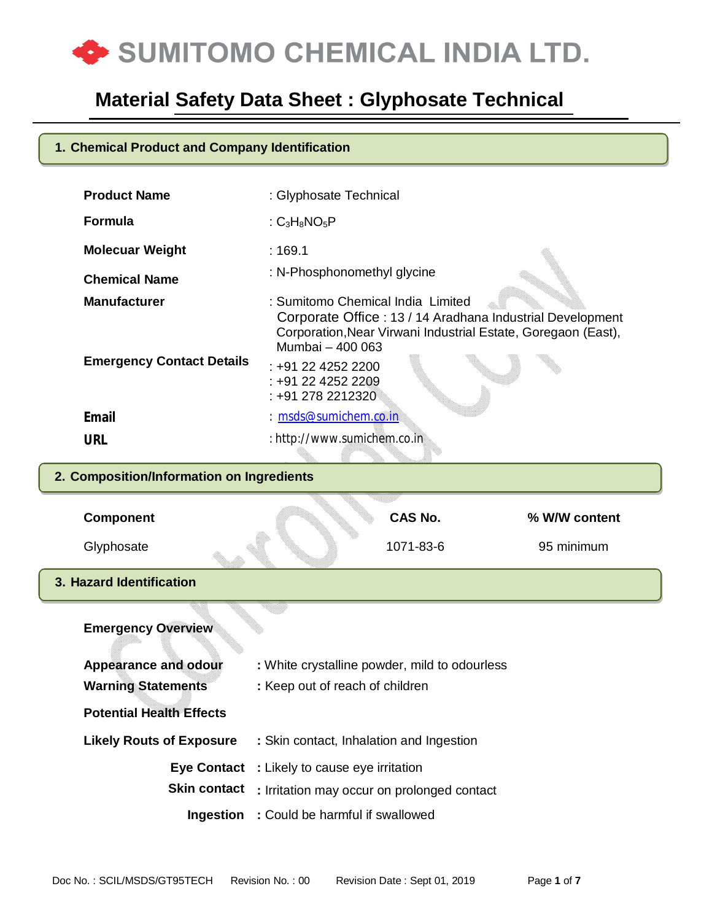# SUMITOMO CHEMICAL INDIA LTD.

## Material Safety Data Sheet : Glyphosate Technical

### 1. Chemical Product and Company Identification

| | |
|---|---|
| **Product Name** | : Glyphosate Technical |
| **Formula** | : $C_3H_8NO_5P$ |
| **Molecuar Weight** | : 169.1 |
| **Chemical Name** | : N-Phosphonomethyl glycine |
| **Manufacturer** | : Sumitomo Chemical India Limited<br>Corporate Office : 13 / 14 Aradhana Industrial Development Corporation,Near Virwani Industrial Estate, Goregaon (East), Mumbai – 400 063 |
| **Emergency Contact Details** | : +91 22 4252 2200<br>: +91 22 4252 2209<br>: +91 278 2212320 |
| **Email** | : msds@sumichem.co.in |
| **URL** | : http://www.sumichem.co.in |

### 2. Composition/Information on Ingredients

| Component | CAS No. | % W/W content |
|---|---|---|
| Glyphosate | 1071-83-6 | 95 minimum |

### 3. Hazard Identification

**Emergency Overview**

**Appearance and odour** : White crystalline powder, mild to odourless

**Warning Statements** : Keep out of reach of children

**Potential Health Effects**

**Likely Routs of Exposure** : Skin contact, Inhalation and Ingestion

**Eye Contact** : Likely to cause eye irritation

**Skin contact** : Irritation may occur on prolonged contact

**Ingestion** : Could be harmful if swallowed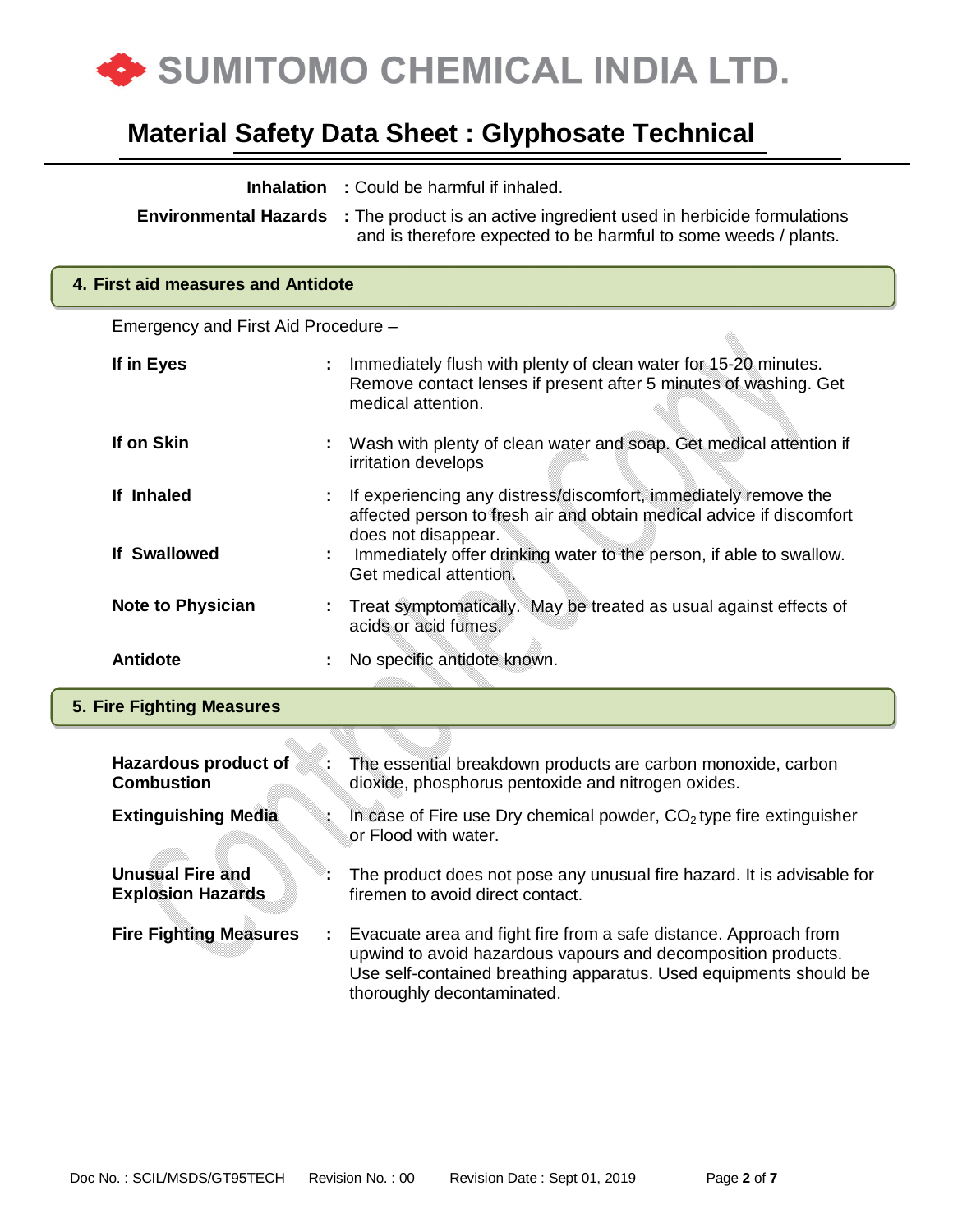| | |
|---|---|
| **Inhalation** | : Could be harmful if inhaled. |
| **Environmental Hazards** | : The product is an active ingredient used in herbicide formulations and is therefore expected to be harmful to some weeds / plants. |

## 4. First aid measures and Antidote

Emergency and First Aid Procedure –

| | |
|---|---|
| **If in Eyes** | : Immediately flush with plenty of clean water for 15-20 minutes. Remove contact lenses if present after 5 minutes of washing. Get medical attention. |
| **If on Skin** | : Wash with plenty of clean water and soap. Get medical attention if irritation develops |
| **If Inhaled** | : If experiencing any distress/discomfort, immediately remove the affected person to fresh air and obtain medical advice if discomfort does not disappear. |
| **If Swallowed** | : Immediately offer drinking water to the person, if able to swallow. Get medical attention. |
| **Note to Physician** | : Treat symptomatically. May be treated as usual against effects of acids or acid fumes. |
| **Antidote** | : No specific antidote known. |

## 5. Fire Fighting Measures

| | |
|---|---|
| **Hazardous product of Combustion** | : The essential breakdown products are carbon monoxide, carbon dioxide, phosphorus pentoxide and nitrogen oxides. |
| **Extinguishing Media** | : In case of Fire use Dry chemical powder, $CO_2$ type fire extinguisher or Flood with water. |
| **Unusual Fire and Explosion Hazards** | : The product does not pose any unusual fire hazard. It is advisable for firemen to avoid direct contact. |
| **Fire Fighting Measures** | : Evacuate area and fight fire from a safe distance. Approach from upwind to avoid hazardous vapours and decomposition products. Use self-contained breathing apparatus. Used equipments should be thoroughly decontaminated. |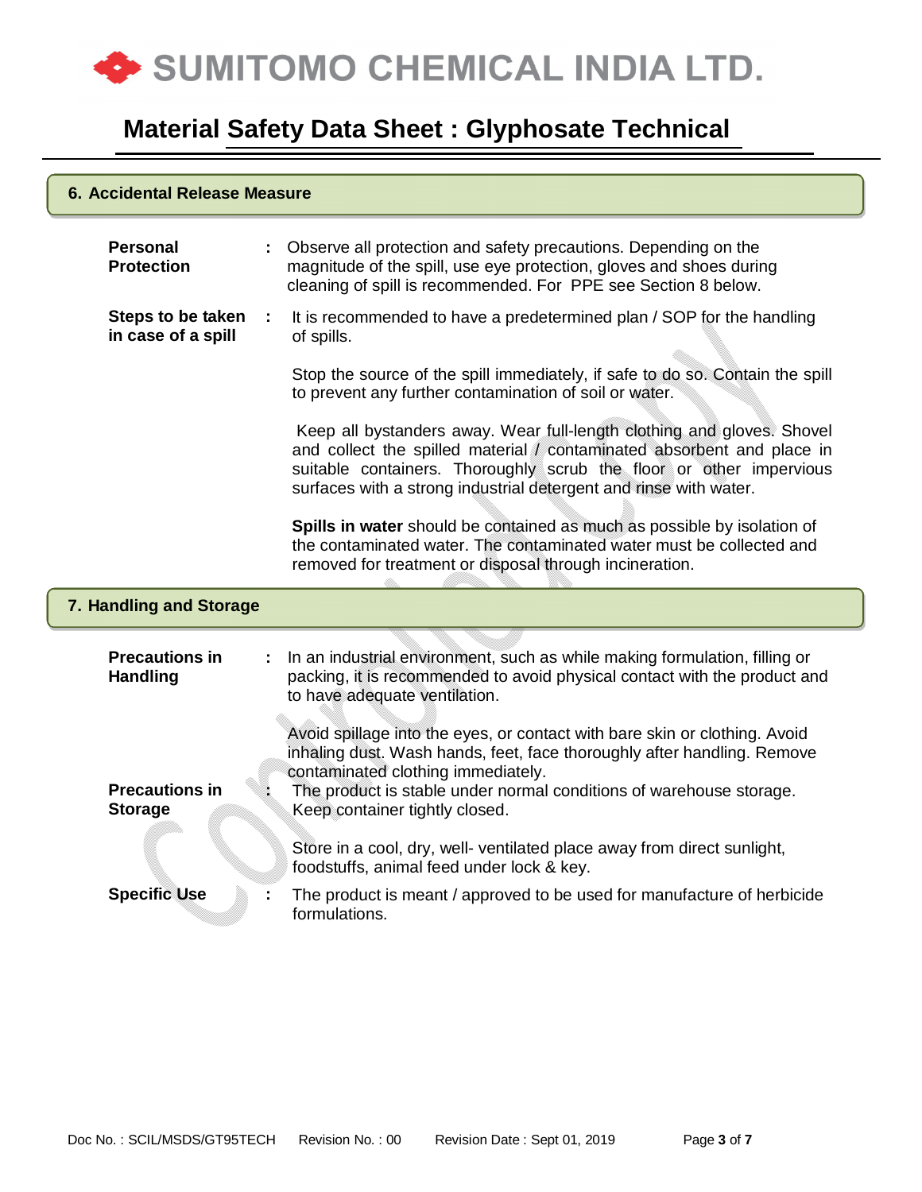## 6. Accidental Release Measure

**Personal Protection** : Observe all protection and safety precautions. Depending on the magnitude of the spill, use eye protection, gloves and shoes during cleaning of spill is recommended. For PPE see Section 8 below.

**Steps to be taken in case of a spill** : It is recommended to have a predetermined plan / SOP for the handling of spills.

Stop the source of the spill immediately, if safe to do so. Contain the spill to prevent any further contamination of soil or water.

Keep all bystanders away. Wear full-length clothing and gloves. Shovel and collect the spilled material / contaminated absorbent and place in suitable containers. Thoroughly scrub the floor or other impervious surfaces with a strong industrial detergent and rinse with water.

**Spills in water** should be contained as much as possible by isolation of the contaminated water. The contaminated water must be collected and removed for treatment or disposal through incineration.

## 7. Handling and Storage

**Precautions in Handling** : In an industrial environment, such as while making formulation, filling or packing, it is recommended to avoid physical contact with the product and to have adequate ventilation.

Avoid spillage into the eyes, or contact with bare skin or clothing. Avoid inhaling dust. Wash hands, feet, face thoroughly after handling. Remove contaminated clothing immediately.

**Precautions in Storage** : The product is stable under normal conditions of warehouse storage. Keep container tightly closed.

Store in a cool, dry, well- ventilated place away from direct sunlight, foodstuffs, animal feed under lock & key.

**Specific Use** : The product is meant / approved to be used for manufacture of herbicide formulations.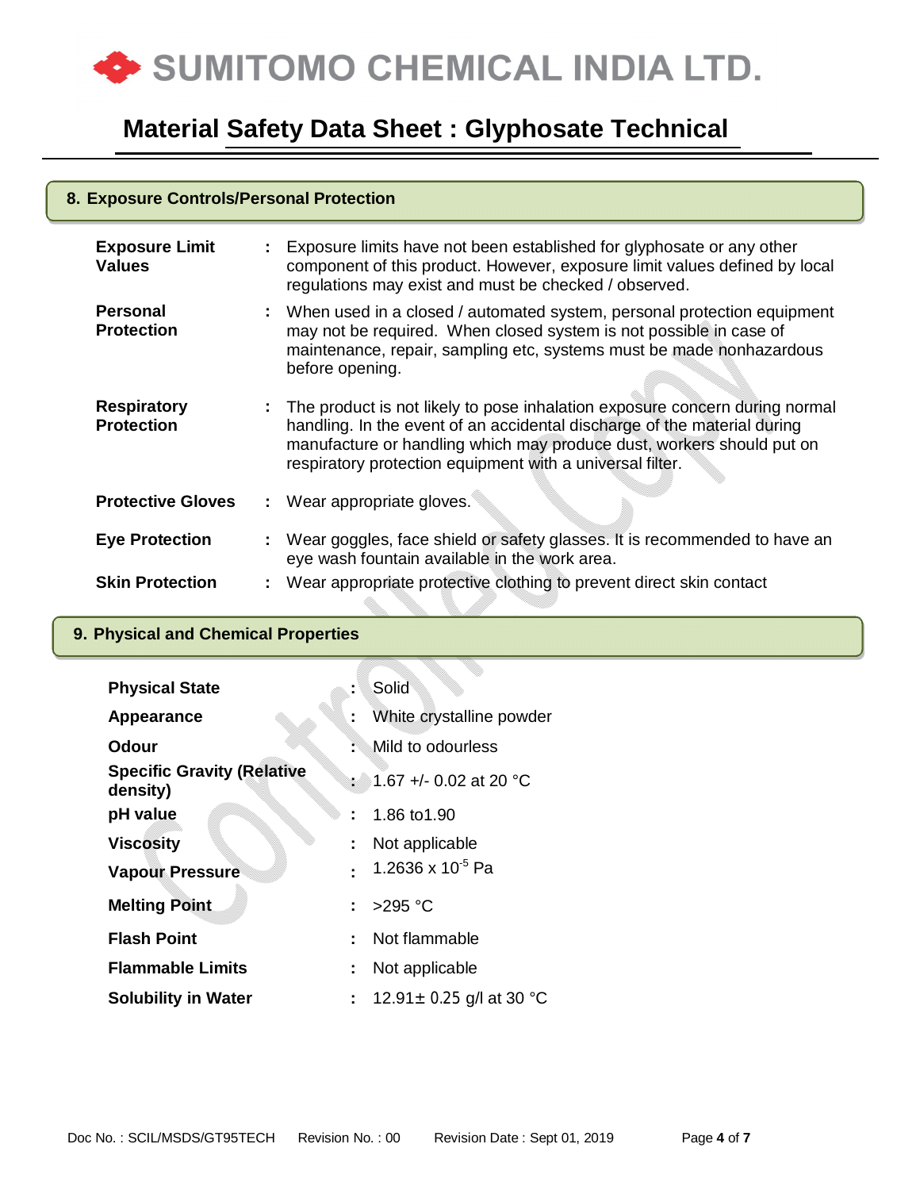## 8. Exposure Controls/Personal Protection

| | |
|---|---|
| **Exposure Limit Values** | Exposure limits have not been established for glyphosate or any other component of this product. However, exposure limit values defined by local regulations may exist and must be checked / observed. |
| **Personal Protection** | When used in a closed / automated system, personal protection equipment may not be required. When closed system is not possible in case of maintenance, repair, sampling etc, systems must be made nonhazardous before opening. |
| **Respiratory Protection** | The product is not likely to pose inhalation exposure concern during normal handling. In the event of an accidental discharge of the material during manufacture or handling which may produce dust, workers should put on respiratory protection equipment with a universal filter. |
| **Protective Gloves** | Wear appropriate gloves. |
| **Eye Protection** | Wear goggles, face shield or safety glasses. It is recommended to have an eye wash fountain available in the work area. |
| **Skin Protection** | Wear appropriate protective clothing to prevent direct skin contact |

## 9. Physical and Chemical Properties

| | |
|---|---|
| **Physical State** | Solid |
| **Appearance** | White crystalline powder |
| **Odour** | Mild to odourless |
| **Specific Gravity (Relative density)** | 1.67 +/- 0.02 at 20 °C |
| **pH value** | 1.86 to1.90 |
| **Viscosity** | Not applicable |
| **Vapour Pressure** | $1.2636 \times 10^{-5}$ Pa |
| **Melting Point** | >295 °C |
| **Flash Point** | Not flammable |
| **Flammable Limits** | Not applicable |
| **Solubility in Water** | 12.91± 0.25 g/l at 30 °C |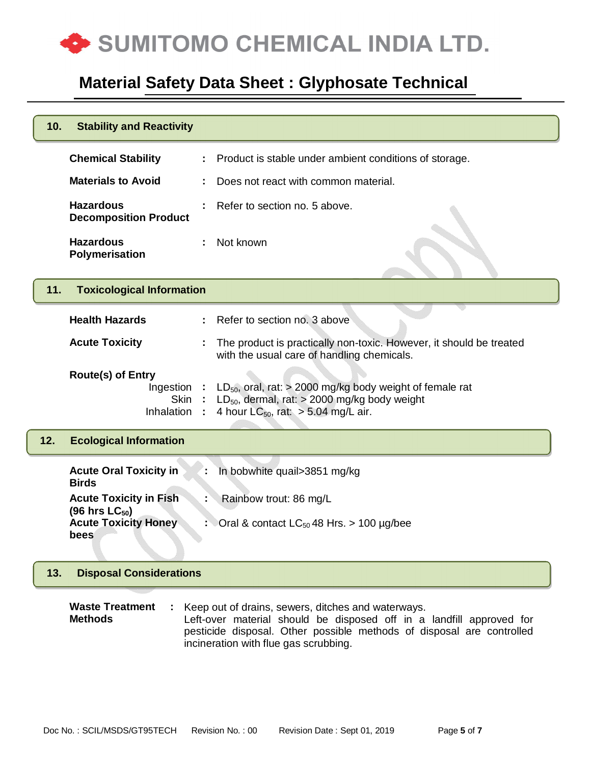## 10. Stability and Reactivity

| | | |
|---|---|---|
| **Chemical Stability** | : | Product is stable under ambient conditions of storage. |
| **Materials to Avoid** | : | Does not react with common material. |
| **Hazardous Decomposition Product** | : | Refer to section no. 5 above. |
| **Hazardous Polymerisation** | : | Not known |

## 11. Toxicological Information

| | | |
|---|---|---|
| **Health Hazards** | : | Refer to section no. 3 above |
| **Acute Toxicity** | : | The product is practically non-toxic. However, it should be treated with the usual care of handling chemicals. |
| **Route(s) of Entry** | | |
| Ingestion | : | $LD_{50}$, oral, rat: > 2000 mg/kg body weight of female rat |
| Skin | : | $LD_{50}$, dermal, rat: > 2000 mg/kg body weight |
| Inhalation | : | 4 hour $LC_{50}$, rat: > 5.04 mg/L air. |

## 12. Ecological Information

| | | |
|---|---|---|
| **Acute Oral Toxicity in Birds** | : | In bobwhite quail>3851 mg/kg |
| **Acute Toxicity in Fish (96 hrs $LC_{50}$)** | : | Rainbow trout: 86 mg/L |
| **Acute Toxicity Honey bees** | : | Oral & contact $LC_{50}$ 48 Hrs. > 100 µg/bee |

## 13. Disposal Considerations

| | | |
|---|---|---|
| **Waste Treatment Methods** | : | Keep out of drains, sewers, ditches and waterways. Left-over material should be disposed off in a landfill approved for pesticide disposal. Other possible methods of disposal are controlled incineration with flue gas scrubbing. |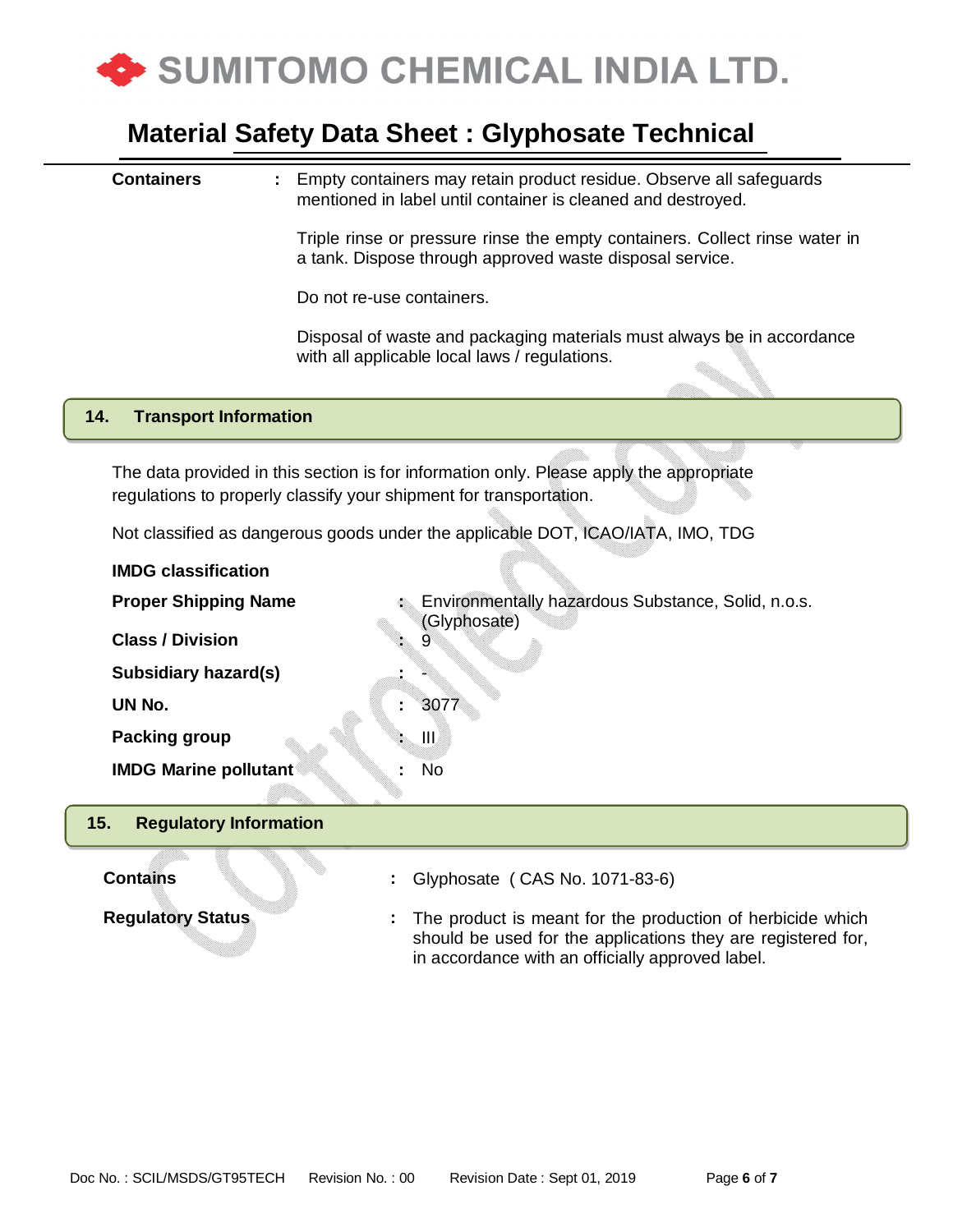**Containers** : Empty containers may retain product residue. Observe all safeguards mentioned in label until container is cleaned and destroyed.

Triple rinse or pressure rinse the empty containers. Collect rinse water in a tank. Dispose through approved waste disposal service.

Do not re-use containers.

Disposal of waste and packaging materials must always be in accordance with all applicable local laws / regulations.

## 14. Transport Information

The data provided in this section is for information only. Please apply the appropriate regulations to properly classify your shipment for transportation.

Not classified as dangerous goods under the applicable DOT, ICAO/IATA, IMO, TDG

**IMDG classification**

| | | |
|---|---|---|
| **Proper Shipping Name** | : | Environmentally hazardous Substance, Solid, n.o.s. (Glyphosate) |
| **Class / Division** | : | 9 |
| **Subsidiary hazard(s)** | : | - |
| **UN No.** | : | 3077 |
| **Packing group** | : | III |
| **IMDG Marine pollutant** | : | No |

## 15. Regulatory Information

| | | |
|---|---|---|
| **Contains** | : | Glyphosate ( CAS No. 1071-83-6) |
| **Regulatory Status** | : | The product is meant for the production of herbicide which should be used for the applications they are registered for, in accordance with an officially approved label. |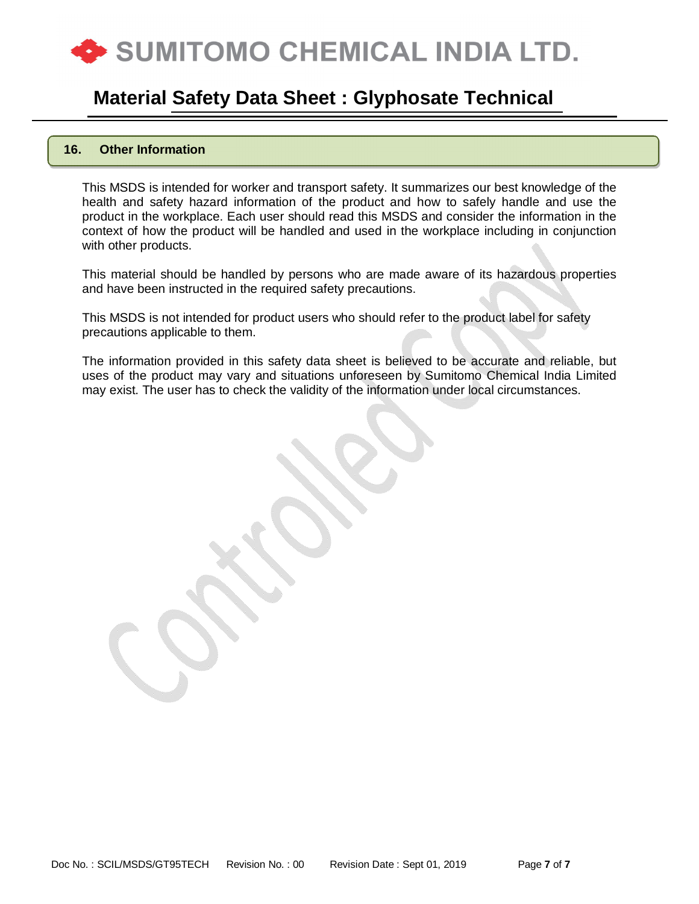## 16. Other Information

This MSDS is intended for worker and transport safety. It summarizes our best knowledge of the health and safety hazard information of the product and how to safely handle and use the product in the workplace. Each user should read this MSDS and consider the information in the context of how the product will be handled and used in the workplace including in conjunction with other products.

This material should be handled by persons who are made aware of its hazardous properties and have been instructed in the required safety precautions.

This MSDS is not intended for product users who should refer to the product label for safety precautions applicable to them.

The information provided in this safety data sheet is believed to be accurate and reliable, but uses of the product may vary and situations unforeseen by Sumitomo Chemical India Limited may exist. The user has to check the validity of the information under local circumstances.